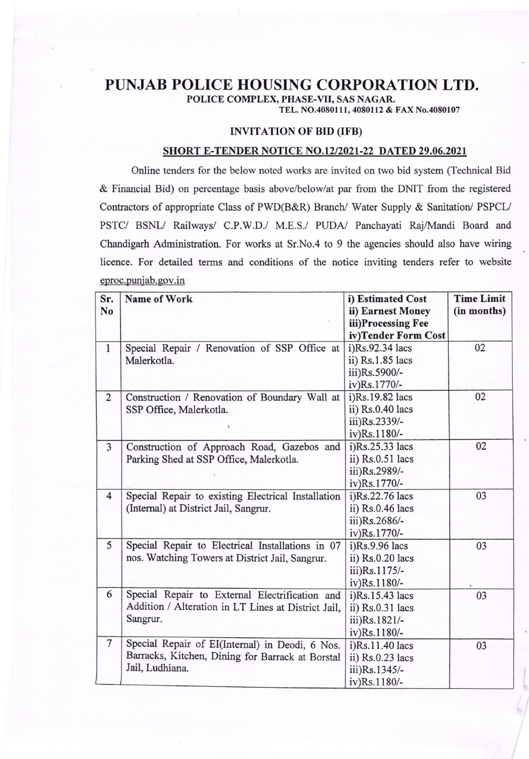# PUNJAB POLICE HOUSING CORPORATION LTD.

**POLICE COMPLEX, PHASE-VII, SAS NAGAR.**

**TEL. NO.4080111, 4080112 & FAX No.4080107**

## INVITATION OF BID (IFB)

### SHORT E-TENDER NOTICE NO.12/2021-22 DATED 29.06.2021

Online tenders for the below noted works are invited on two bid system (Technical Bid & Financial Bid) on percentage basis above/below/at par from the DNIT from the registered Contractors of appropriate Class of PWD(B&R) Branch/ Water Supply & Sanitation/ PSPCL/ PSTC/ BSNL/ Railways/ C.P.W.D./ M.E.S./ PUDA/ Panchayati Raj/Mandi Board and Chandigarh Administration. For works at Sr.No.4 to 9 the agencies should also have wiring licence. For detailed terms and conditions of the notice inviting tenders refer to website eproc.punjab.gov.in

| Sr. No | Name of Work | i) Estimated Cost<br>ii) Earnest Money<br>iii)Processing Fee<br>iv)Tender Form Cost | Time Limit (in months) |
|---|---|---|---|
| 1 | Special Repair / Renovation of SSP Office at Malerkotla. | i)Rs.92.34 lacs<br>ii) Rs.1.85 lacs<br>iii)Rs.5900/-<br>iv)Rs.1770/- | 02 |
| 2 | Construction / Renovation of Boundary Wall at SSP Office, Malerkotla. | i)Rs.19.82 lacs<br>ii) Rs.0.40 lacs<br>iii)Rs.2339/-<br>iv)Rs.1180/- | 02 |
| 3 | Construction of Approach Road, Gazebos and Parking Shed at SSP Office, Malerkotla. | i)Rs.25.33 lacs<br>ii) Rs.0.51 lacs<br>iii)Rs.2989/-<br>iv)Rs.1770/- | 02 |
| 4 | Special Repair to existing Electrical Installation (Internal) at District Jail, Sangrur. | i)Rs.22.76 lacs<br>ii) Rs.0.46 lacs<br>iii)Rs.2686/-<br>iv)Rs.1770/- | 03 |
| 5 | Special Repair to Electrical Installations in 07 nos. Watching Towers at District Jail, Sangrur. | i)Rs.9.96 lacs<br>ii) Rs.0.20 lacs<br>iii)Rs.1175/-<br>iv)Rs.1180/- | 03 |
| 6 | Special Repair to External Electrification and Addition / Alteration in LT Lines at District Jail, Sangrur. | i)Rs.15.43 lacs<br>ii) Rs.0.31 lacs<br>iii)Rs.1821/-<br>iv)Rs.1180/- | 03 |
| 7 | Special Repair of EI(Internal) in Deodi, 6 Nos. Barracks, Kitchen, Dining for Barrack at Borstal Jail, Ludhiana. | i)Rs.11.40 lacs<br>ii) Rs.0.23 lacs<br>iii)Rs.1345/-<br>iv)Rs.1180/- | 03 |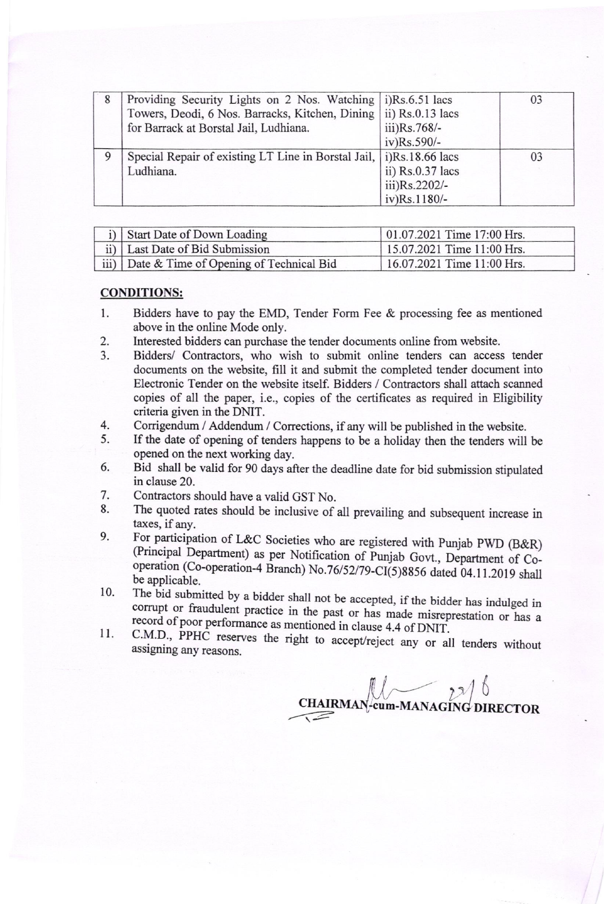| | | | |
|---|---|---|---|
| 8 | Providing Security Lights on 2 Nos. Watching Towers, Deodi, 6 Nos. Barracks, Kitchen, Dining for Barrack at Borstal Jail, Ludhiana. | i)Rs.6.51 lacs<br>ii) Rs.0.13 lacs<br>iii)Rs.768/-<br>iv)Rs.590/- | 03 |
| 9 | Special Repair of existing LT Line in Borstal Jail, Ludhiana. | i)Rs.18.66 lacs<br>ii) Rs.0.37 lacs<br>iii)Rs.2202/-<br>iv)Rs.1180/- | 03 |

| | | |
|---|---|---|
| i) | Start Date of Down Loading | 01.07.2021 Time 17:00 Hrs. |
| ii) | Last Date of Bid Submission | 15.07.2021 Time 11:00 Hrs. |
| iii) | Date & Time of Opening of Technical Bid | 16.07.2021 Time 11:00 Hrs. |

## CONDITIONS:

1. Bidders have to pay the EMD, Tender Form Fee & processing fee as mentioned above in the online Mode only.
2. Interested bidders can purchase the tender documents online from website.
3. Bidders/ Contractors, who wish to submit online tenders can access tender documents on the website, fill it and submit the completed tender document into Electronic Tender on the website itself. Bidders / Contractors shall attach scanned copies of all the paper, i.e., copies of the certificates as required in Eligibility criteria given in the DNIT.
4. Corrigendum / Addendum / Corrections, if any will be published in the website.
5. If the date of opening of tenders happens to be a holiday then the tenders will be opened on the next working day.
6. Bid shall be valid for 90 days after the deadline date for bid submission stipulated in clause 20.
7. Contractors should have a valid GST No.
8. The quoted rates should be inclusive of all prevailing and subsequent increase in taxes, if any.
9. For participation of L&C Societies who are registered with Punjab PWD (B&R) (Principal Department) as per Notification of Punjab Govt., Department of Co-operation (Co-operation-4 Branch) No.76/52/79-CI(5)8856 dated 04.11.2019 shall be applicable.
10. The bid submitted by a bidder shall not be accepted, if the bidder has indulged in corrupt or fraudulent practice in the past or has made misreprestation or has a record of poor performance as mentioned in clause 4.4 of DNIT.
11. C.M.D., PPHC reserves the right to accept/reject any or all tenders without assigning any reasons.

22/6

**CHAIRMAN-cum-MANAGING DIRECTOR**